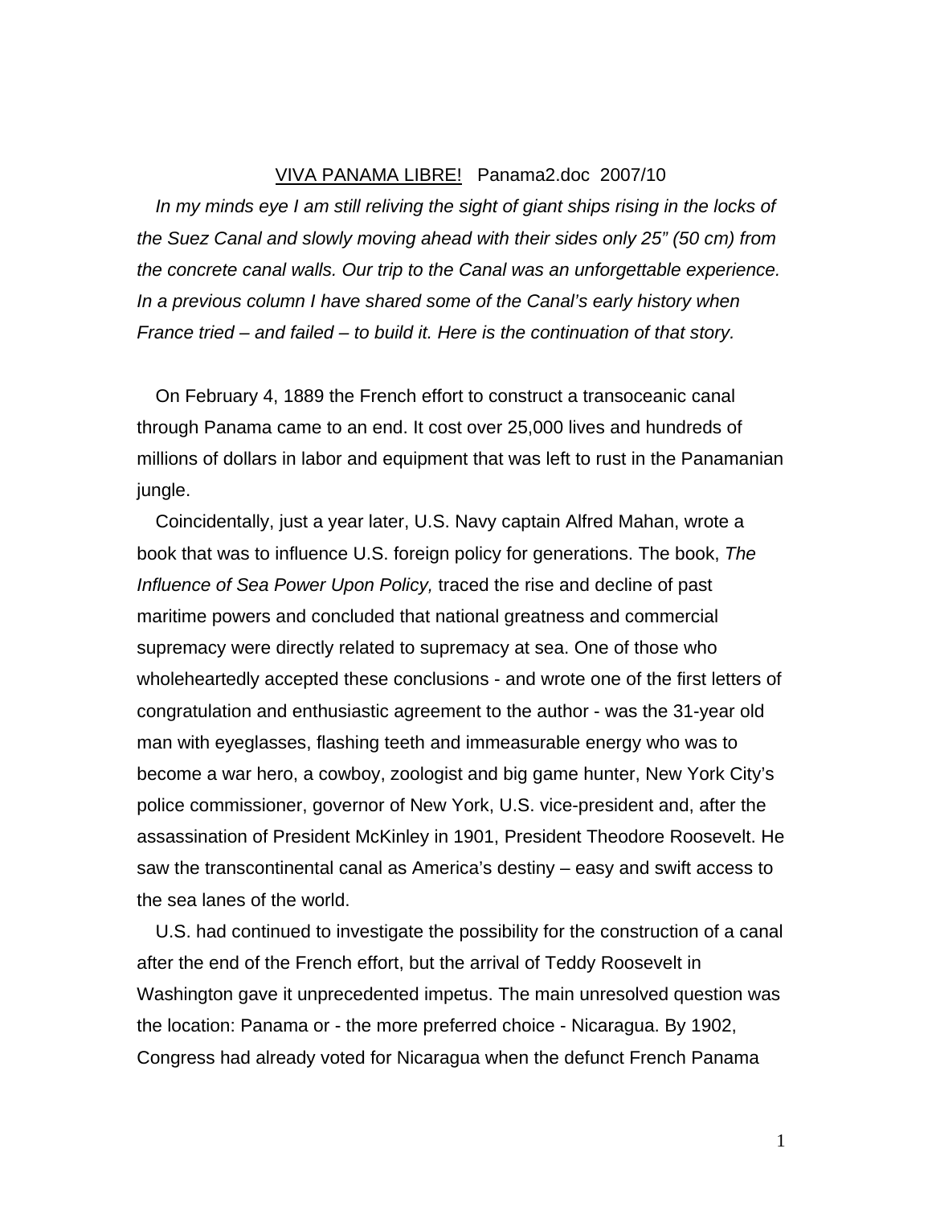<u>VIVA PANAMA LIBRE!</u> Panama2.doc 2007/10

*In my minds eye I am still reliving the sight of giant ships rising in the locks of the Suez Canal and slowly moving ahead with their sides only 25" (50 cm) from the concrete canal walls. Our trip to the Canal was an unforgettable experience. In a previous column I have shared some of the Canal's early history when France tried – and failed – to build it. Here is the continuation of that story.*

On February 4, 1889 the French effort to construct a transoceanic canal through Panama came to an end. It cost over 25,000 lives and hundreds of millions of dollars in labor and equipment that was left to rust in the Panamanian jungle.

Coincidentally, just a year later, U.S. Navy captain Alfred Mahan, wrote a book that was to influence U.S. foreign policy for generations. The book, *The Influence of Sea Power Upon Policy,* traced the rise and decline of past maritime powers and concluded that national greatness and commercial supremacy were directly related to supremacy at sea. One of those who wholeheartedly accepted these conclusions - and wrote one of the first letters of congratulation and enthusiastic agreement to the author - was the 31-year old man with eyeglasses, flashing teeth and immeasurable energy who was to become a war hero, a cowboy, zoologist and big game hunter, New York City's police commissioner, governor of New York, U.S. vice-president and, after the assassination of President McKinley in 1901, President Theodore Roosevelt. He saw the transcontinental canal as America's destiny – easy and swift access to the sea lanes of the world.

U.S. had continued to investigate the possibility for the construction of a canal after the end of the French effort, but the arrival of Teddy Roosevelt in Washington gave it unprecedented impetus. The main unresolved question was the location: Panama or - the more preferred choice - Nicaragua. By 1902, Congress had already voted for Nicaragua when the defunct French Panama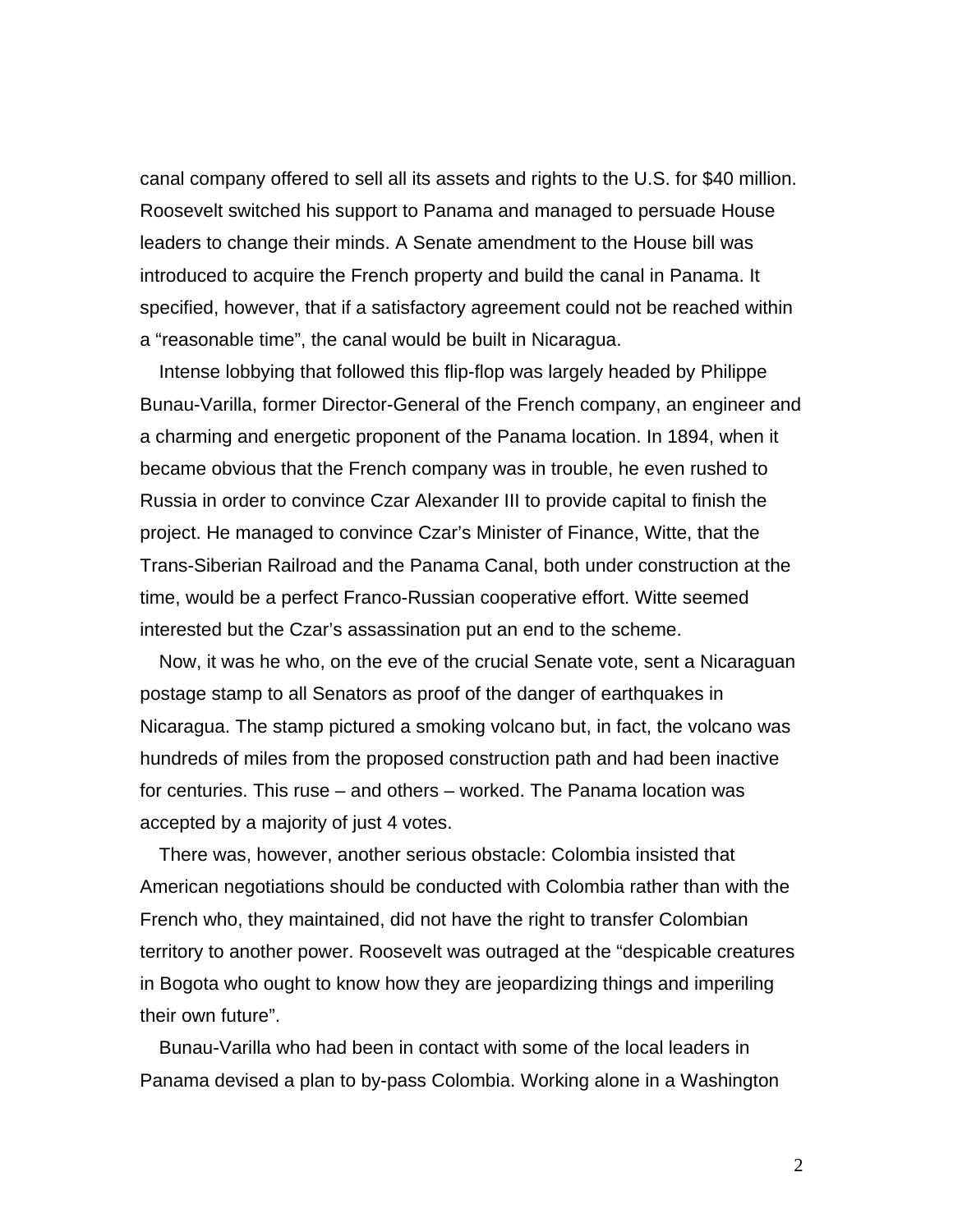canal company offered to sell all its assets and rights to the U.S. for $40 million. Roosevelt switched his support to Panama and managed to persuade House leaders to change their minds. A Senate amendment to the House bill was introduced to acquire the French property and build the canal in Panama. It specified, however, that if a satisfactory agreement could not be reached within a “reasonable time”, the canal would be built in Nicaragua.

Intense lobbying that followed this flip-flop was largely headed by Philippe Bunau-Varilla, former Director-General of the French company, an engineer and a charming and energetic proponent of the Panama location. In 1894, when it became obvious that the French company was in trouble, he even rushed to Russia in order to convince Czar Alexander III to provide capital to finish the project. He managed to convince Czar’s Minister of Finance, Witte, that the Trans-Siberian Railroad and the Panama Canal, both under construction at the time, would be a perfect Franco-Russian cooperative effort. Witte seemed interested but the Czar’s assassination put an end to the scheme.

Now, it was he who, on the eve of the crucial Senate vote, sent a Nicaraguan postage stamp to all Senators as proof of the danger of earthquakes in Nicaragua. The stamp pictured a smoking volcano but, in fact, the volcano was hundreds of miles from the proposed construction path and had been inactive for centuries. This ruse – and others – worked. The Panama location was accepted by a majority of just 4 votes.

There was, however, another serious obstacle: Colombia insisted that American negotiations should be conducted with Colombia rather than with the French who, they maintained, did not have the right to transfer Colombian territory to another power. Roosevelt was outraged at the “despicable creatures in Bogota who ought to know how they are jeopardizing things and imperiling their own future”.

Bunau-Varilla who had been in contact with some of the local leaders in Panama devised a plan to by-pass Colombia. Working alone in a Washington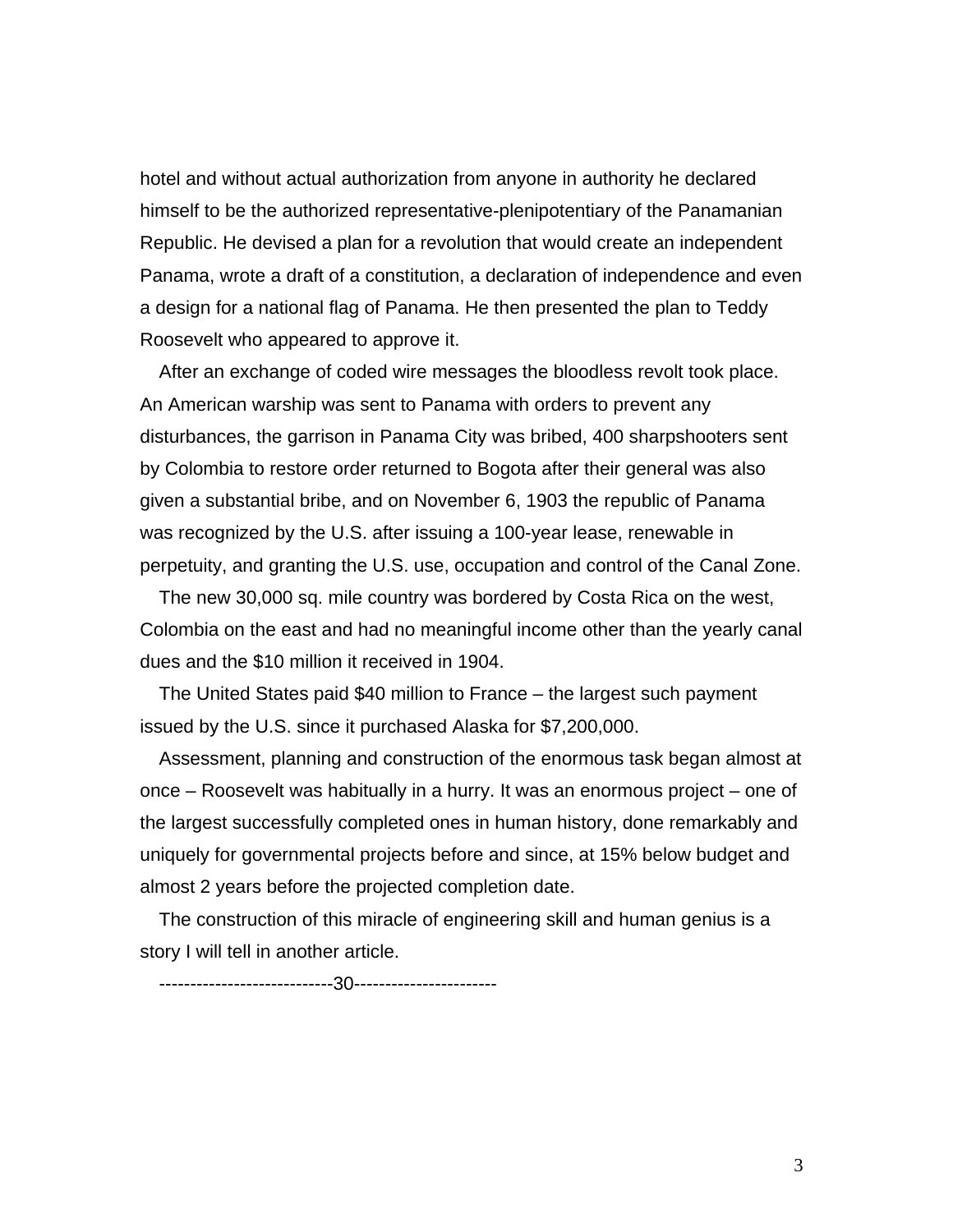hotel and without actual authorization from anyone in authority he declared himself to be the authorized representative-plenipotentiary of the Panamanian Republic. He devised a plan for a revolution that would create an independent Panama, wrote a draft of a constitution, a declaration of independence and even a design for a national flag of Panama. He then presented the plan to Teddy Roosevelt who appeared to approve it.

After an exchange of coded wire messages the bloodless revolt took place. An American warship was sent to Panama with orders to prevent any disturbances, the garrison in Panama City was bribed, 400 sharpshooters sent by Colombia to restore order returned to Bogota after their general was also given a substantial bribe, and on November 6, 1903 the republic of Panama was recognized by the U.S. after issuing a 100-year lease, renewable in perpetuity, and granting the U.S. use, occupation and control of the Canal Zone.

The new 30,000 sq. mile country was bordered by Costa Rica on the west, Colombia on the east and had no meaningful income other than the yearly canal dues and the $10 million it received in 1904.

The United States paid $40 million to France – the largest such payment issued by the U.S. since it purchased Alaska for $7,200,000.

Assessment, planning and construction of the enormous task began almost at once – Roosevelt was habitually in a hurry. It was an enormous project – one of the largest successfully completed ones in human history, done remarkably and uniquely for governmental projects before and since, at 15% below budget and almost 2 years before the projected completion date.

The construction of this miracle of engineering skill and human genius is a story I will tell in another article.

----------------------------30-----------------------